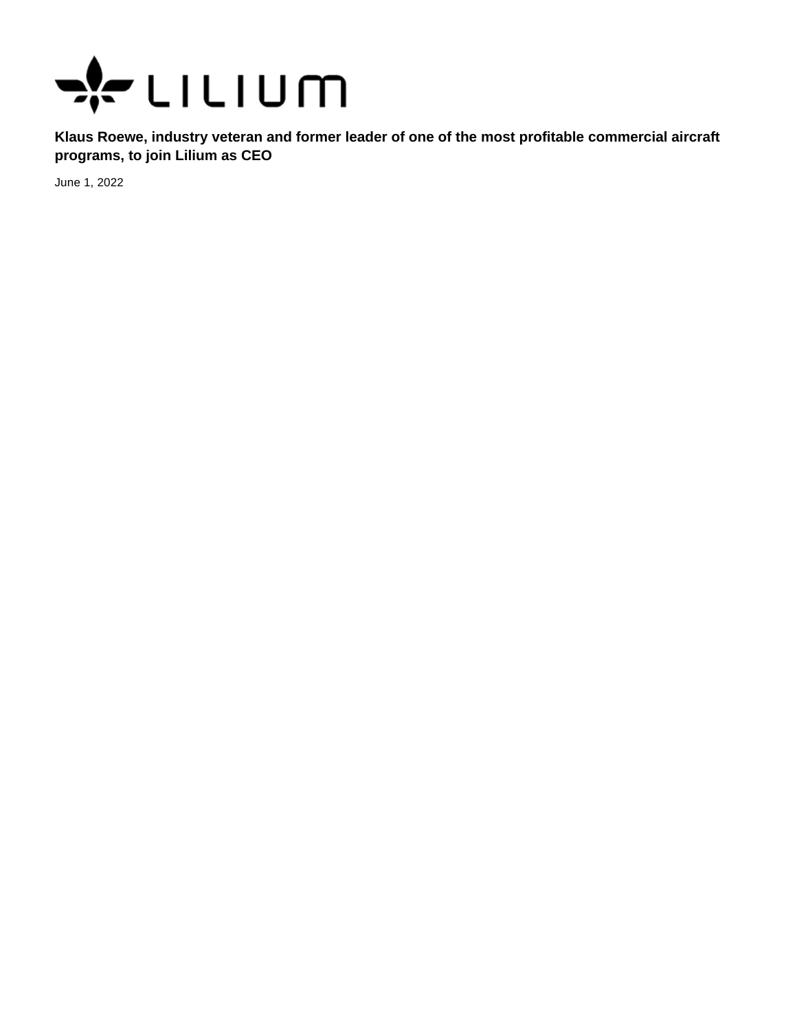LILIUM

**Klaus Roewe, industry veteran and former leader of one of the most profitable commercial aircraft programs, to join Lilium as CEO**

June 1, 2022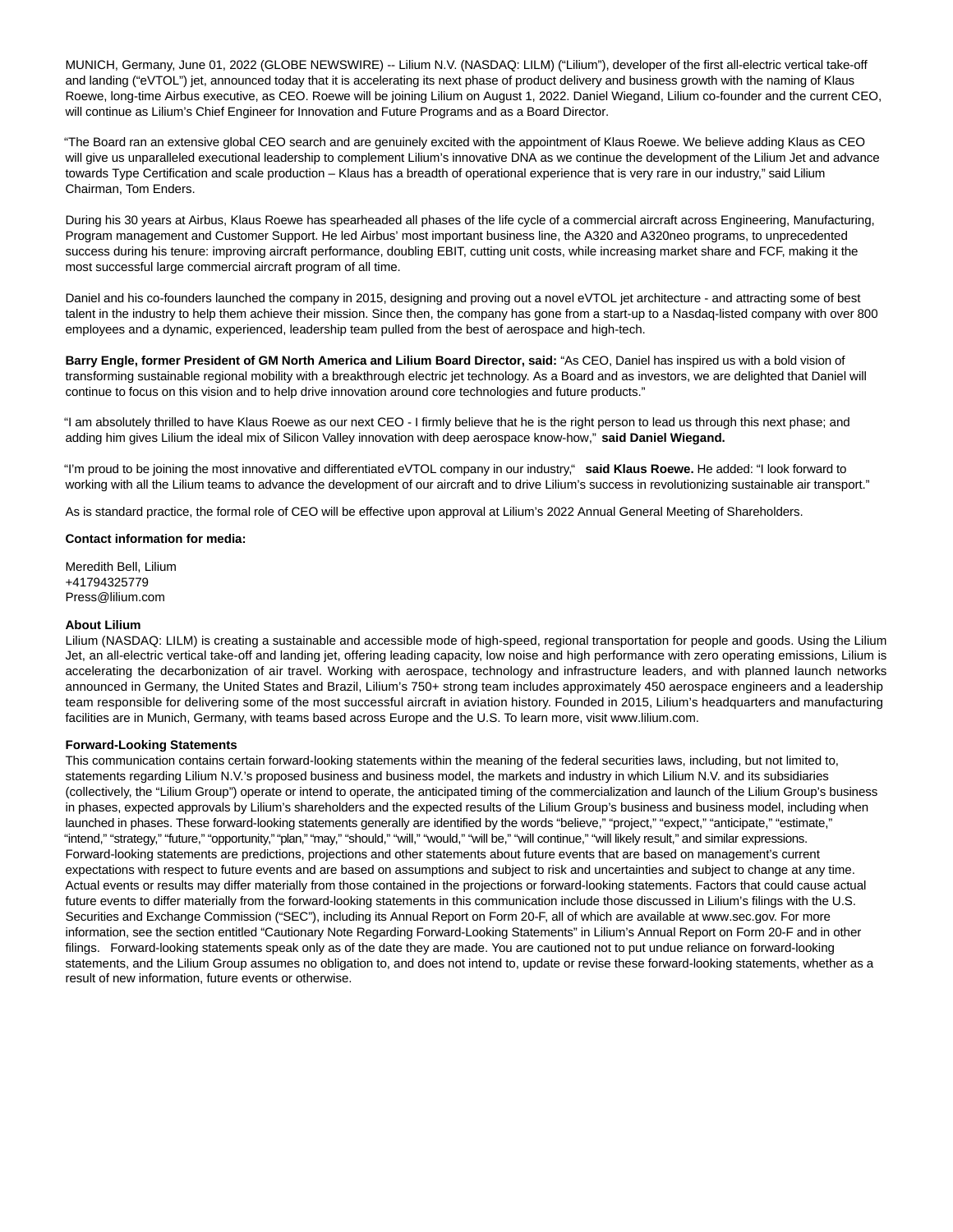MUNICH, Germany, June 01, 2022 (GLOBE NEWSWIRE) -- Lilium N.V. (NASDAQ: LILM) ("Lilium"), developer of the first all-electric vertical take-off and landing ("eVTOL") jet, announced today that it is accelerating its next phase of product delivery and business growth with the naming of Klaus Roewe, long-time Airbus executive, as CEO. Roewe will be joining Lilium on August 1, 2022. Daniel Wiegand, Lilium co-founder and the current CEO, will continue as Lilium's Chief Engineer for Innovation and Future Programs and as a Board Director.

"The Board ran an extensive global CEO search and are genuinely excited with the appointment of Klaus Roewe. We believe adding Klaus as CEO will give us unparalleled executional leadership to complement Lilium's innovative DNA as we continue the development of the Lilium Jet and advance towards Type Certification and scale production – Klaus has a breadth of operational experience that is very rare in our industry," said Lilium Chairman, Tom Enders.

During his 30 years at Airbus, Klaus Roewe has spearheaded all phases of the life cycle of a commercial aircraft across Engineering, Manufacturing, Program management and Customer Support. He led Airbus' most important business line, the A320 and A320neo programs, to unprecedented success during his tenure: improving aircraft performance, doubling EBIT, cutting unit costs, while increasing market share and FCF, making it the most successful large commercial aircraft program of all time.

Daniel and his co-founders launched the company in 2015, designing and proving out a novel eVTOL jet architecture - and attracting some of best talent in the industry to help them achieve their mission. Since then, the company has gone from a start-up to a Nasdaq-listed company with over 800 employees and a dynamic, experienced, leadership team pulled from the best of aerospace and high-tech.

**Barry Engle, former President of GM North America and Lilium Board Director, said:** "As CEO, Daniel has inspired us with a bold vision of transforming sustainable regional mobility with a breakthrough electric jet technology. As a Board and as investors, we are delighted that Daniel will continue to focus on this vision and to help drive innovation around core technologies and future products."

"I am absolutely thrilled to have Klaus Roewe as our next CEO - I firmly believe that he is the right person to lead us through this next phase; and adding him gives Lilium the ideal mix of Silicon Valley innovation with deep aerospace know-how," **said Daniel Wiegand.**

"I'm proud to be joining the most innovative and differentiated eVTOL company in our industry," **said Klaus Roewe.** He added: "I look forward to working with all the Lilium teams to advance the development of our aircraft and to drive Lilium's success in revolutionizing sustainable air transport."

As is standard practice, the formal role of CEO will be effective upon approval at Lilium's 2022 Annual General Meeting of Shareholders.

**Contact information for media:**

Meredith Bell, Lilium
+41794325779
Press@lilium.com

**About Lilium**

Lilium (NASDAQ: LILM) is creating a sustainable and accessible mode of high-speed, regional transportation for people and goods. Using the Lilium Jet, an all-electric vertical take-off and landing jet, offering leading capacity, low noise and high performance with zero operating emissions, Lilium is accelerating the decarbonization of air travel. Working with aerospace, technology and infrastructure leaders, and with planned launch networks announced in Germany, the United States and Brazil, Lilium's 750+ strong team includes approximately 450 aerospace engineers and a leadership team responsible for delivering some of the most successful aircraft in aviation history. Founded in 2015, Lilium's headquarters and manufacturing facilities are in Munich, Germany, with teams based across Europe and the U.S. To learn more, visit www.lilium.com.

**Forward-Looking Statements**

This communication contains certain forward-looking statements within the meaning of the federal securities laws, including, but not limited to, statements regarding Lilium N.V.'s proposed business and business model, the markets and industry in which Lilium N.V. and its subsidiaries (collectively, the "Lilium Group") operate or intend to operate, the anticipated timing of the commercialization and launch of the Lilium Group's business in phases, expected approvals by Lilium's shareholders and the expected results of the Lilium Group's business and business model, including when launched in phases. These forward-looking statements generally are identified by the words "believe," "project," "expect," "anticipate," "estimate," "intend," "strategy," "future," "opportunity," "plan," "may," "should," "will," "would," "will be," "will continue," "will likely result," and similar expressions. Forward-looking statements are predictions, projections and other statements about future events that are based on management's current expectations with respect to future events and are based on assumptions and subject to risk and uncertainties and subject to change at any time. Actual events or results may differ materially from those contained in the projections or forward-looking statements. Factors that could cause actual future events to differ materially from the forward-looking statements in this communication include those discussed in Lilium's filings with the U.S. Securities and Exchange Commission ("SEC"), including its Annual Report on Form 20-F, all of which are available at www.sec.gov. For more information, see the section entitled "Cautionary Note Regarding Forward-Looking Statements" in Lilium's Annual Report on Form 20-F and in other filings. Forward-looking statements speak only as of the date they are made. You are cautioned not to put undue reliance on forward-looking statements, and the Lilium Group assumes no obligation to, and does not intend to, update or revise these forward-looking statements, whether as a result of new information, future events or otherwise.